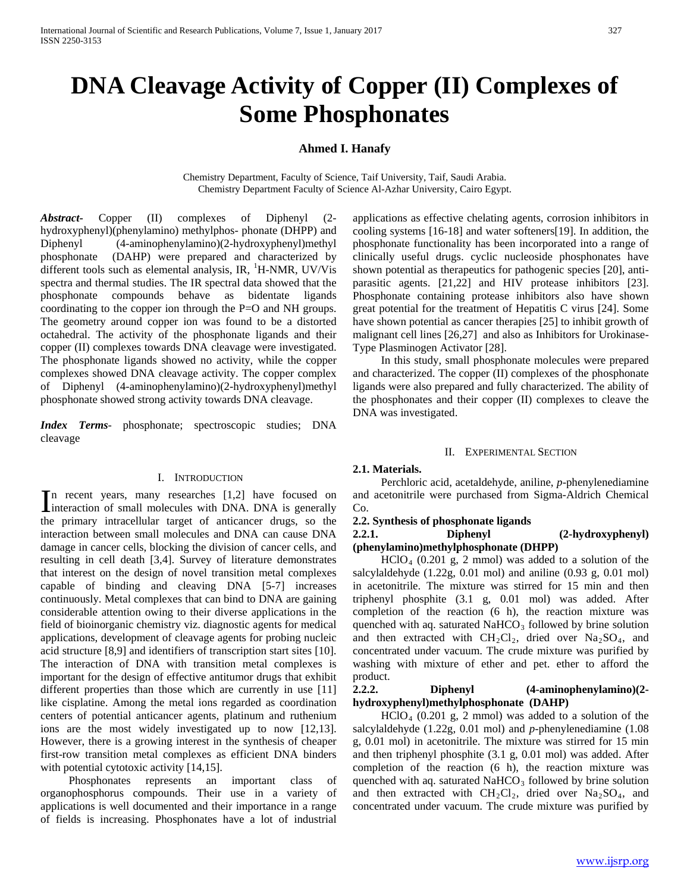# DNA Cleavage Activity of Copper (II) Complexes of Some Phosphonates

**Ahmed I. Hanafy**

Chemistry Department, Faculty of Science, Taif University, Taif, Saudi Arabia.
Chemistry Department Faculty of Science Al-Azhar University, Cairo Egypt.

***Abstract***- Copper (II) complexes of Diphenyl (2-hydroxyphenyl)(phenylamino) methylphos- phonate (DHPP) and Diphenyl (4-aminophenylamino)(2-hydroxyphenyl)methyl phosphonate (DAHP) were prepared and characterized by different tools such as elemental analysis, IR, $^1$H-NMR, UV/Vis spectra and thermal studies. The IR spectral data showed that the phosphonate compounds behave as bidentate ligands coordinating to the copper ion through the P=O and NH groups. The geometry around copper ion was found to be a distorted octahedral. The activity of the phosphonate ligands and their copper (II) complexes towards DNA cleavage were investigated. The phosphonate ligands showed no activity, while the copper complexes showed DNA cleavage activity. The copper complex of Diphenyl (4-aminophenylamino)(2-hydroxyphenyl)methyl phosphonate showed strong activity towards DNA cleavage.

***Index Terms***- phosphonate; spectroscopic studies; DNA cleavage

## I. Introduction

In recent years, many researches [1,2] have focused on interaction of small molecules with DNA. DNA is generally the primary intracellular target of anticancer drugs, so the interaction between small molecules and DNA can cause DNA damage in cancer cells, blocking the division of cancer cells, and resulting in cell death [3,4]. Survey of literature demonstrates that interest on the design of novel transition metal complexes capable of binding and cleaving DNA [5-7] increases continuously. Metal complexes that can bind to DNA are gaining considerable attention owing to their diverse applications in the field of bioinorganic chemistry viz. diagnostic agents for medical applications, development of cleavage agents for probing nucleic acid structure [8,9] and identifiers of transcription start sites [10]. The interaction of DNA with transition metal complexes is important for the design of effective antitumor drugs that exhibit different properties than those which are currently in use [11] like cisplatine. Among the metal ions regarded as coordination centers of potential anticancer agents, platinum and ruthenium ions are the most widely investigated up to now [12,13]. However, there is a growing interest in the synthesis of cheaper first-row transition metal complexes as efficient DNA binders with potential cytotoxic activity [14,15].

Phosphonates represents an important class of organophosphorus compounds. Their use in a variety of applications is well documented and their importance in a range of fields is increasing. Phosphonates have a lot of industrial applications as effective chelating agents, corrosion inhibitors in cooling systems [16-18] and water softeners[19]. In addition, the phosphonate functionality has been incorporated into a range of clinically useful drugs. cyclic nucleoside phosphonates have shown potential as therapeutics for pathogenic species [20], anti-parasitic agents. [21,22] and HIV protease inhibitors [23]. Phosphonate containing protease inhibitors also have shown great potential for the treatment of Hepatitis C virus [24]. Some have shown potential as cancer therapies [25] to inhibit growth of malignant cell lines [26,27] and also as Inhibitors for Urokinase-Type Plasminogen Activator [28].

In this study, small phosphonate molecules were prepared and characterized. The copper (II) complexes of the phosphonate ligands were also prepared and fully characterized. The ability of the phosphonates and their copper (II) complexes to cleave the DNA was investigated.

## II. Experimental Section

### 2.1. Materials.

Perchloric acid, acetaldehyde, aniline, *p*-phenylenediamine and acetonitrile were purchased from Sigma-Aldrich Chemical Co.

### 2.2. Synthesis of phosphonate ligands

#### 2.2.1. Diphenyl (2-hydroxyphenyl)(phenylamino)methylphosphonate (DHPP)

$HClO_4$ (0.201 g, 2 mmol) was added to a solution of the salcylaldehyde (1.22g, 0.01 mol) and aniline (0.93 g, 0.01 mol) in acetonitrile. The mixture was stirred for 15 min and then triphenyl phosphite (3.1 g, 0.01 mol) was added. After completion of the reaction (6 h), the reaction mixture was quenched with aq. saturated $NaHCO_3$ followed by brine solution and then extracted with $CH_2Cl_2$, dried over $Na_2SO_4$, and concentrated under vacuum. The crude mixture was purified by washing with mixture of ether and pet. ether to afford the product.

#### 2.2.2. Diphenyl (4-aminophenylamino)(2-hydroxyphenyl)methylphosphonate (DAHP)

$HClO_4$ (0.201 g, 2 mmol) was added to a solution of the salcylaldehyde (1.22g, 0.01 mol) and *p*-phenylenediamine (1.08 g, 0.01 mol) in acetonitrile. The mixture was stirred for 15 min and then triphenyl phosphite (3.1 g, 0.01 mol) was added. After completion of the reaction (6 h), the reaction mixture was quenched with aq. saturated $NaHCO_3$ followed by brine solution and then extracted with $CH_2Cl_2$, dried over $Na_2SO_4$, and concentrated under vacuum. The crude mixture was purified by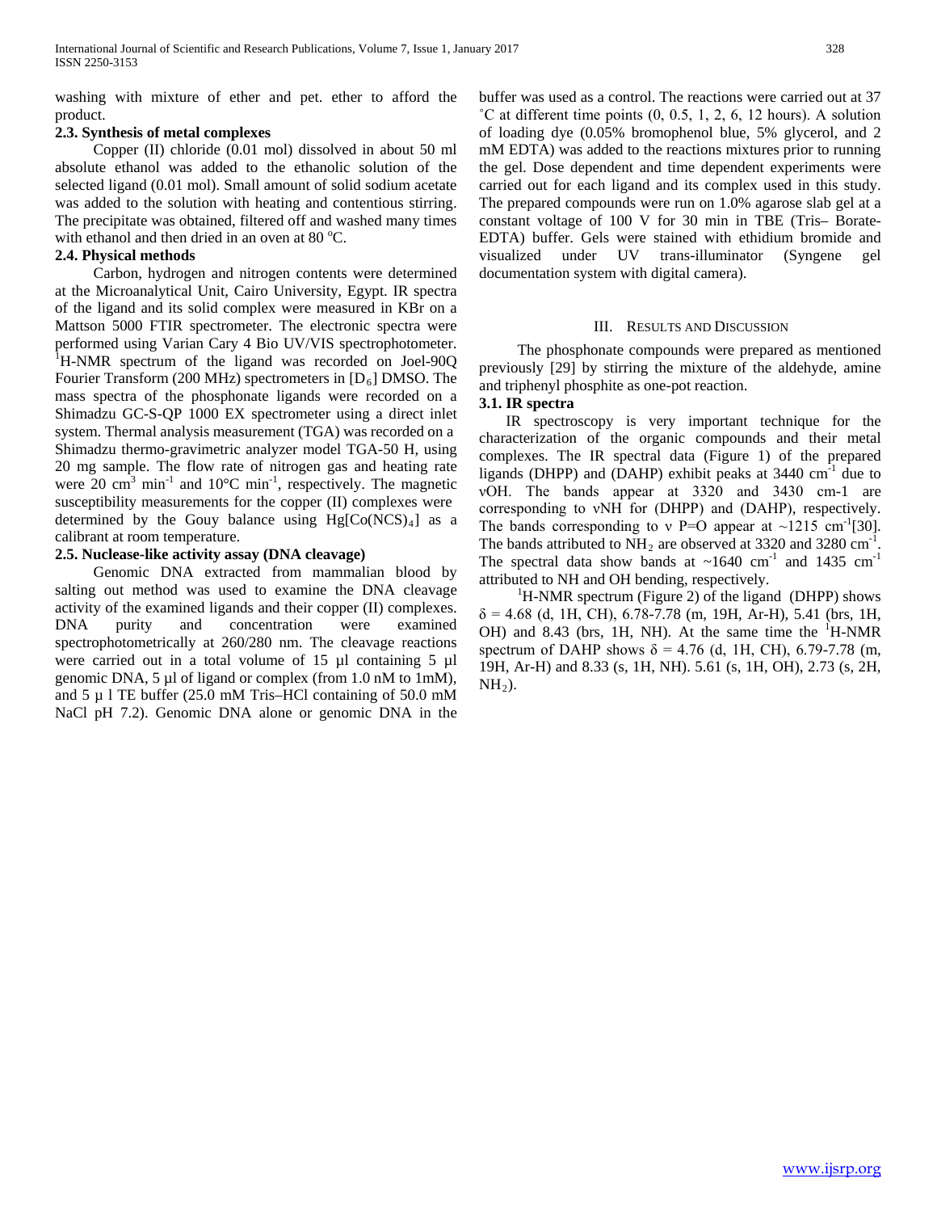washing with mixture of ether and pet. ether to afford the product.

### 2.3. Synthesis of metal complexes

Copper (II) chloride (0.01 mol) dissolved in about 50 ml absolute ethanol was added to the ethanolic solution of the selected ligand (0.01 mol). Small amount of solid sodium acetate was added to the solution with heating and contentious stirring. The precipitate was obtained, filtered off and washed many times with ethanol and then dried in an oven at 80 °C.

### 2.4. Physical methods

Carbon, hydrogen and nitrogen contents were determined at the Microanalytical Unit, Cairo University, Egypt. IR spectra of the ligand and its solid complex were measured in KBr on a Mattson 5000 FTIR spectrometer. The electronic spectra were performed using Varian Cary 4 Bio UV/VIS spectrophotometer. $^{1}$H-NMR spectrum of the ligand was recorded on Joel-90Q Fourier Transform (200 MHz) spectrometers in [$D_6$] DMSO. The mass spectra of the phosphonate ligands were recorded on a Shimadzu GC-S-QP 1000 EX spectrometer using a direct inlet system. Thermal analysis measurement (TGA) was recorded on a Shimadzu thermo-gravimetric analyzer model TGA-50 H, using 20 mg sample. The flow rate of nitrogen gas and heating rate were 20 $cm^3$ $min^{-1}$ and 10°C $min^{-1}$, respectively. The magnetic susceptibility measurements for the copper (II) complexes were determined by the Gouy balance using $Hg[Co(NCS)_4]$ as a calibrant at room temperature.

### 2.5. Nuclease-like activity assay (DNA cleavage)

Genomic DNA extracted from mammalian blood by salting out method was used to examine the DNA cleavage activity of the examined ligands and their copper (II) complexes. DNA purity and concentration were examined spectrophotometrically at 260/280 nm. The cleavage reactions were carried out in a total volume of 15 µl containing 5 µl genomic DNA, 5 µl of ligand or complex (from 1.0 nM to 1mM), and 5 µ l TE buffer (25.0 mM Tris–HCl containing of 50.0 mM NaCl pH 7.2). Genomic DNA alone or genomic DNA in the buffer was used as a control. The reactions were carried out at 37 ˚C at different time points (0, 0.5, 1, 2, 6, 12 hours). A solution of loading dye (0.05% bromophenol blue, 5% glycerol, and 2 mM EDTA) was added to the reactions mixtures prior to running the gel. Dose dependent and time dependent experiments were carried out for each ligand and its complex used in this study. The prepared compounds were run on 1.0% agarose slab gel at a constant voltage of 100 V for 30 min in TBE (Tris– Borate-EDTA) buffer. Gels were stained with ethidium bromide and visualized under UV trans-illuminator (Syngene gel documentation system with digital camera).

## III. Results and Discussion

The phosphonate compounds were prepared as mentioned previously [29] by stirring the mixture of the aldehyde, amine and triphenyl phosphite as one-pot reaction.

### 3.1. IR spectra

IR spectroscopy is very important technique for the characterization of the organic compounds and their metal complexes. The IR spectral data (Figure 1) of the prepared ligands (DHPP) and (DAHP) exhibit peaks at 3440 $cm^{-1}$ due to νOH. The bands appear at 3320 and 3430 cm-1 are corresponding to νNH for (DHPP) and (DAHP), respectively. The bands corresponding to ν P=O appear at ~1215 $cm^{-1}$[30]. The bands attributed to $NH_2$ are observed at 3320 and 3280 $cm^{-1}$. The spectral data show bands at ~1640 $cm^{-1}$ and 1435 $cm^{-1}$ attributed to NH and OH bending, respectively.

$^{1}$H-NMR spectrum (Figure 2) of the ligand (DHPP) shows $\delta$ = 4.68 (d, 1H, CH), 6.78-7.78 (m, 19H, Ar-H), 5.41 (brs, 1H, OH) and 8.43 (brs, 1H, NH). At the same time the $^{1}$H-NMR spectrum of DAHP shows $\delta$ = 4.76 (d, 1H, CH), 6.79-7.78 (m, 19H, Ar-H) and 8.33 (s, 1H, NH). 5.61 (s, 1H, OH), 2.73 (s, 2H, $NH_2$).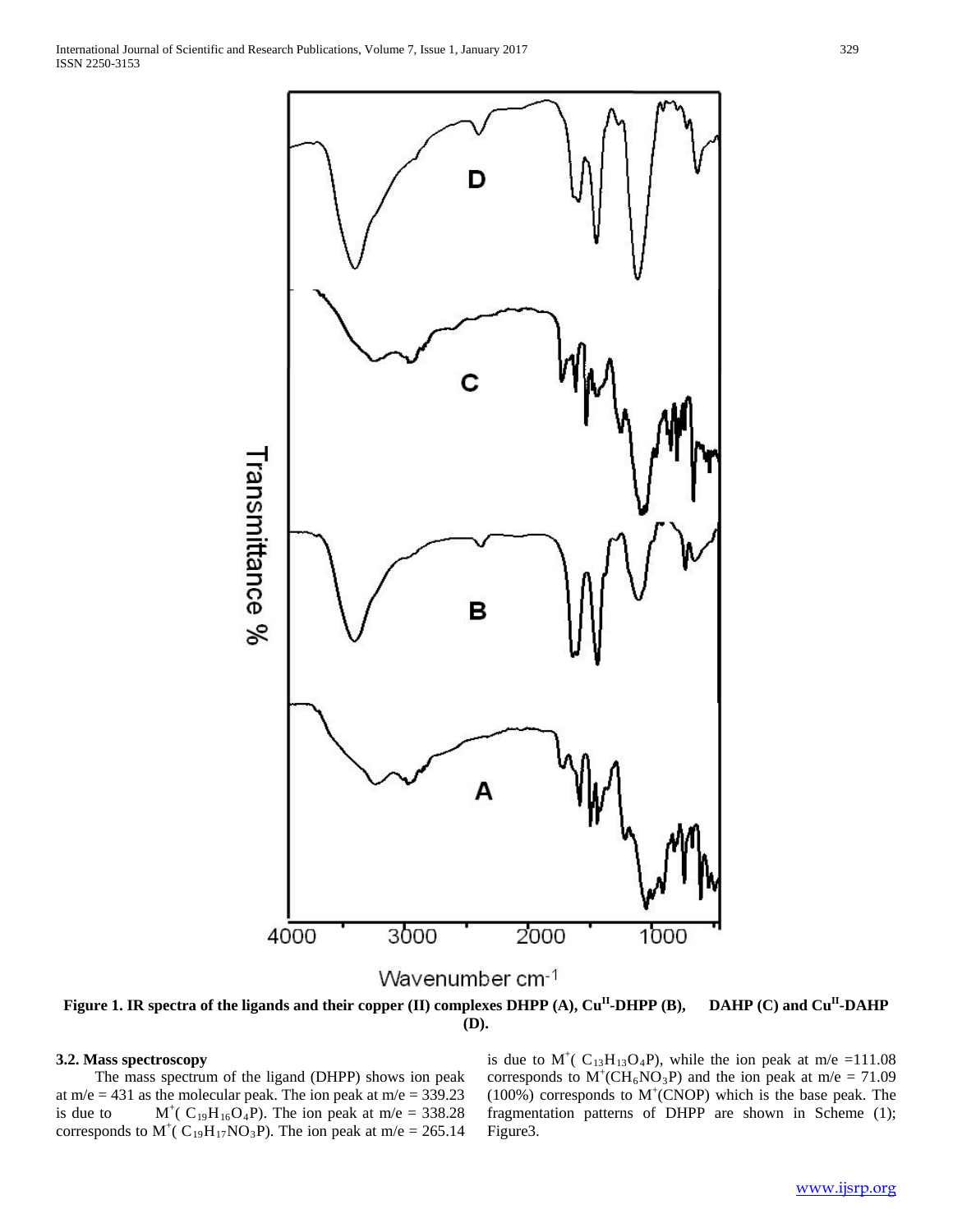**Figure 1. IR spectra of the ligands and their copper (II) complexes DHPP (A), $Cu^{II}$-DHPP (B), DAHP (C) and $Cu^{II}$-DAHP (D).**

### 3.2. Mass spectroscopy

The mass spectrum of the ligand (DHPP) shows ion peak at m/e = 431 as the molecular peak. The ion peak at m/e = 339.23 is due to $M^+(C_{19}H_{16}O_4P)$. The ion peak at m/e = 338.28 corresponds to $M^+(C_{19}H_{17}NO_3P)$. The ion peak at m/e = 265.14 is due to $M^+(C_{13}H_{13}O_4P)$, while the ion peak at m/e =111.08 corresponds to $M^+(CH_6NO_3P)$ and the ion peak at m/e = 71.09 (100%) corresponds to $M^+(CNOP)$ which is the base peak. The fragmentation patterns of DHPP are shown in Scheme (1); Figure3.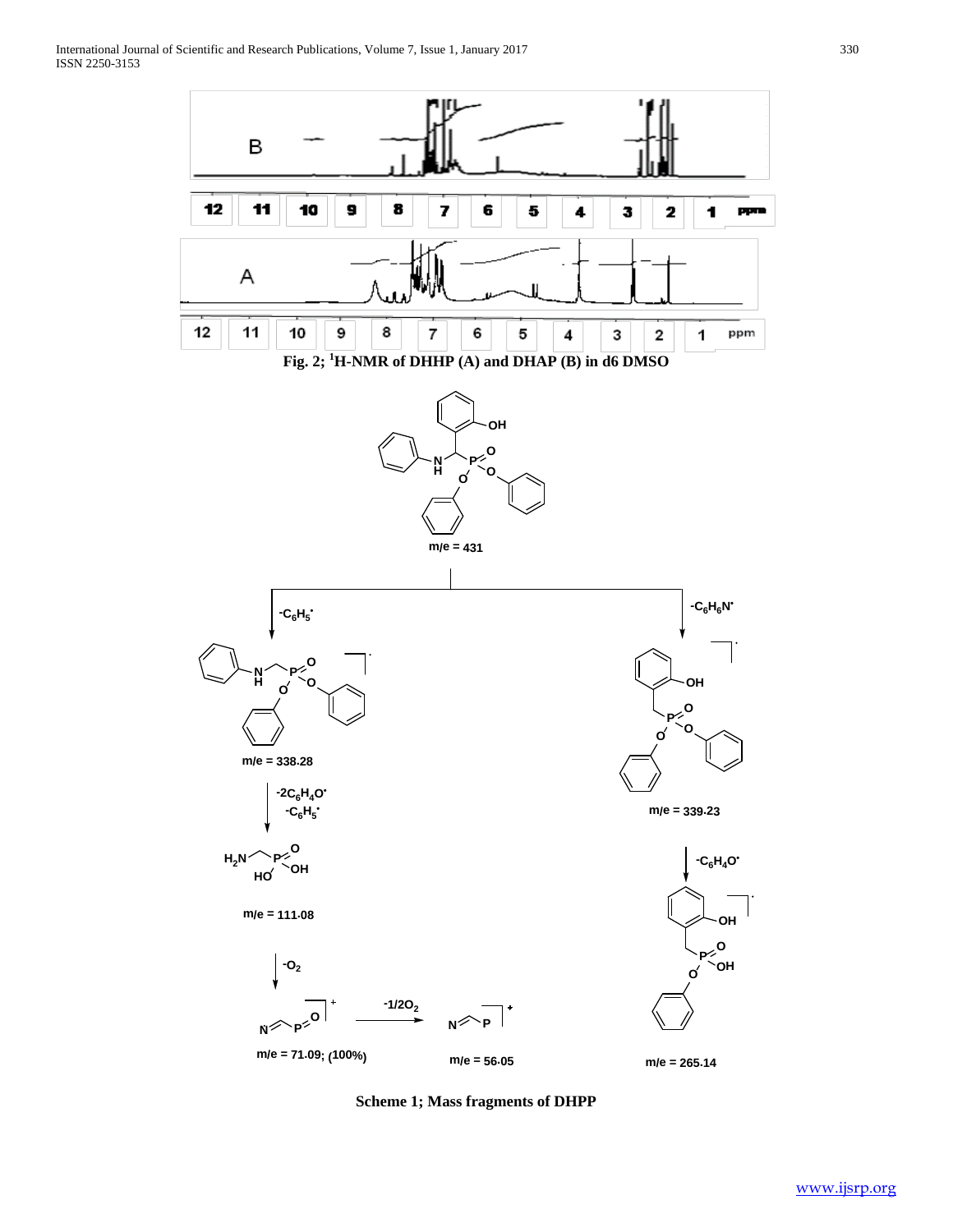Fig. 2; [1]H-NMR of DHHP (A) and DHAP (B) in d6 DMSO

Scheme 1; Mass fragments of DHPP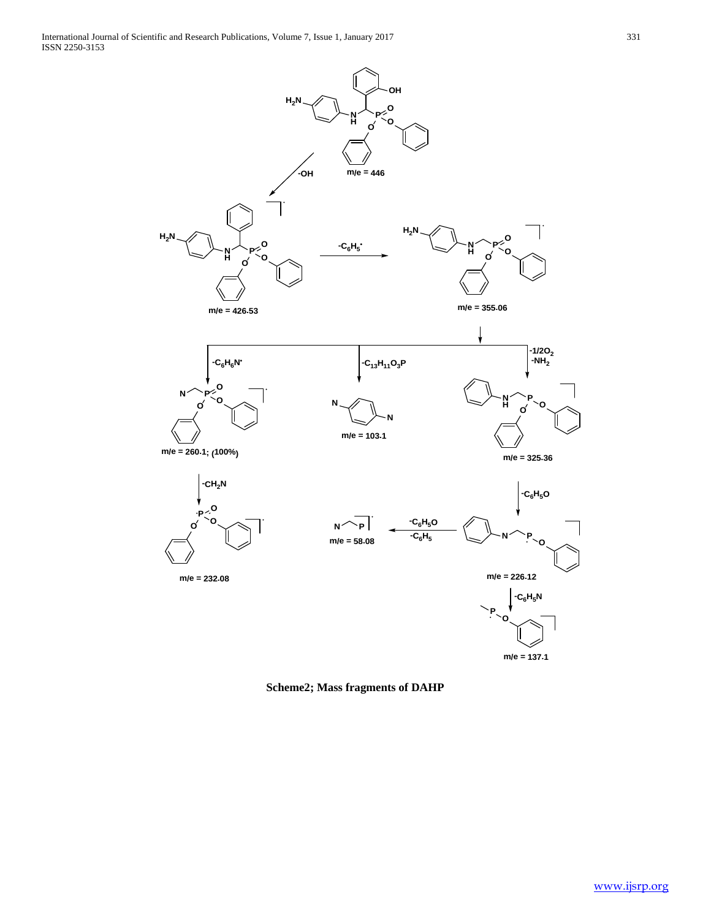**Scheme2; Mass fragments of DAHP**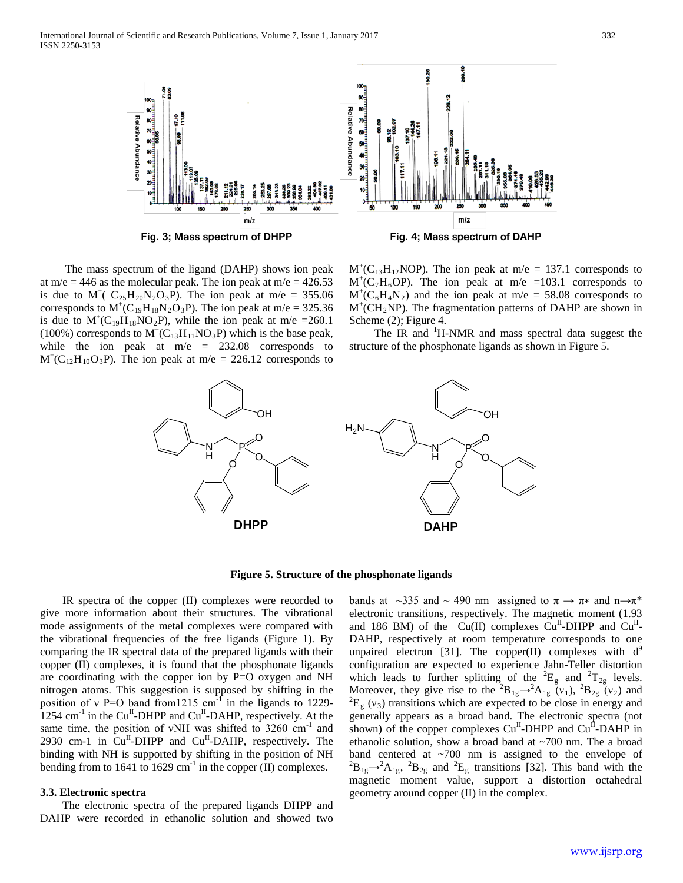Fig. 3; Mass spectrum of DHPP

Fig. 4; Mass spectrum of DAHP

The mass spectrum of the ligand (DAHP) shows ion peak at m/e = 446 as the molecular peak. The ion peak at m/e = 426.53 is due to $M^+(C_{25}H_{20}N_2O_3P)$. The ion peak at m/e = 355.06 corresponds to $M^+(C_{19}H_{18}N_2O_3P)$. The ion peak at m/e = 325.36 is due to $M^+(C_{19}H_{18}NO_2P)$, while the ion peak at m/e =260.1 (100%) corresponds to $M^+(C_{13}H_{11}NO_3P)$ which is the base peak, while the ion peak at m/e = 232.08 corresponds to $M^+(C_{12}H_{10}O_3P)$. The ion peak at m/e = 226.12 corresponds to $M^+(C_{13}H_{12}NOP)$. The ion peak at m/e = 137.1 corresponds to $M^+(C_7H_6OP)$. The ion peak at m/e =103.1 corresponds to $M^+(C_6H_4N_2)$ and the ion peak at m/e = 58.08 corresponds to $M^+(CH_2NP)$. The fragmentation patterns of DAHP are shown in Scheme (2); Figure 4.

The IR and $^1$H-NMR and mass spectral data suggest the structure of the phosphonate ligands as shown in Figure 5.

**Figure 5. Structure of the phosphonate ligands**

IR spectra of the copper (II) complexes were recorded to give more information about their structures. The vibrational mode assignments of the metal complexes were compared with the vibrational frequencies of the free ligands (Figure 1). By comparing the IR spectral data of the prepared ligands with their copper (II) complexes, it is found that the phosphonate ligands are coordinating with the copper ion by P=O oxygen and NH nitrogen atoms. This suggestion is supposed by shifting in the position of ν P=O band from1215 cm$^{-1}$ in the ligands to 1229-1254 cm$^{-1}$ in the Cu$^{II}$-DHPP and Cu$^{II}$-DAHP, respectively. At the same time, the position of νNH was shifted to 3260 cm$^{-1}$ and 2930 cm-1 in Cu$^{II}$-DHPP and Cu$^{II}$-DAHP, respectively. The binding with NH is supported by shifting in the position of NH bending from to 1641 to 1629 cm$^{-1}$ in the copper (II) complexes.

### 3.3. Electronic spectra

The electronic spectra of the prepared ligands DHPP and DAHP were recorded in ethanolic solution and showed two bands at ~335 and ~ 490 nm assigned to $\pi \rightarrow \pi*$ and $n \rightarrow \pi*$ electronic transitions, respectively. The magnetic moment (1.93 and 186 BM) of the Cu(II) complexes Cu$^{II}$-DHPP and Cu$^{II}$-DAHP, respectively at room temperature corresponds to one unpaired electron [31]. The copper(II) complexes with $d^9$ configuration are expected to experience Jahn-Teller distortion which leads to further splitting of the $^2E_g$ and $^2T_{2g}$ levels. Moreover, they give rise to the $^2B_{1g} \rightarrow ^2A_{1g}$ ($\nu_1$), $^2B_{2g}$ ($\nu_2$) and $^2E_g$ ($\nu_3$) transitions which are expected to be close in energy and generally appears as a broad band. The electronic spectra (not shown) of the copper complexes Cu$^{II}$-DHPP and Cu$^{II}$-DAHP in ethanolic solution, show a broad band at ~700 nm. The a broad band centered at ~700 nm is assigned to the envelope of $^2B_{1g} \rightarrow ^2A_{1g}$, $^2B_{2g}$ and $^2E_g$ transitions [32]. This band with the magnetic moment value, support a distortion octahedral geometry around copper (II) in the complex.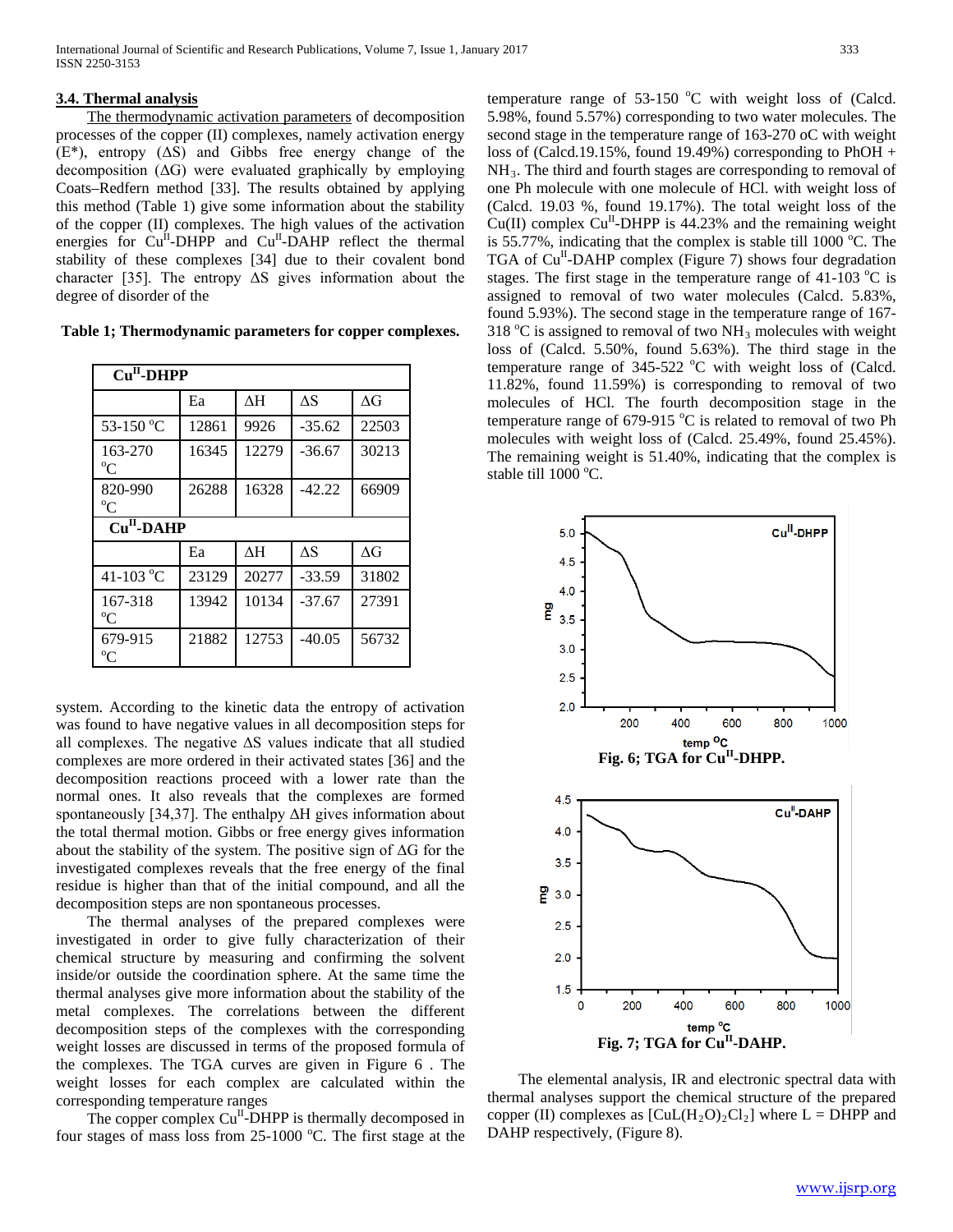### 3.4. Thermal analysis

The thermodynamic activation parameters of decomposition processes of the copper (II) complexes, namely activation energy (E*), entropy (ΔS) and Gibbs free energy change of the decomposition (ΔG) were evaluated graphically by employing Coats–Redfern method [33]. The results obtained by applying this method (Table 1) give some information about the stability of the copper (II) complexes. The high values of the activation energies for $Cu^{II}$-DHPP and $Cu^{II}$-DAHP reflect the thermal stability of these complexes [34] due to their covalent bond character [35]. The entropy ΔS gives information about the degree of disorder of the system. According to the kinetic data the entropy of activation was found to have negative values in all decomposition steps for all complexes. The negative ΔS values indicate that all studied complexes are more ordered in their activated states [36] and the decomposition reactions proceed with a lower rate than the normal ones. It also reveals that the complexes are formed spontaneously [34,37]. The enthalpy ΔH gives information about the total thermal motion. Gibbs or free energy gives information about the stability of the system. The positive sign of ΔG for the investigated complexes reveals that the free energy of the final residue is higher than that of the initial compound, and all the decomposition steps are non spontaneous processes.

**Table 1; Thermodynamic parameters for copper complexes.**

| $Cu^{II}$-DHPP | | | | |
|---|---|---|---|---|
| | Ea | ΔH | ΔS | ΔG |
| 53-150 °C | 12861 | 9926 | -35.62 | 22503 |
| 163-270 °C | 16345 | 12279 | -36.67 | 30213 |
| 820-990 °C | 26288 | 16328 | -42.22 | 66909 |
| **$Cu^{II}$-DAHP** | | | | |
| | Ea | ΔH | ΔS | ΔG |
| 41-103 °C | 23129 | 20277 | -33.59 | 31802 |
| 167-318 °C | 13942 | 10134 | -37.67 | 27391 |
| 679-915 °C | 21882 | 12753 | -40.05 | 56732 |

The thermal analyses of the prepared complexes were investigated in order to give fully characterization of their chemical structure by measuring and confirming the solvent inside/or outside the coordination sphere. At the same time the thermal analyses give more information about the stability of the metal complexes. The correlations between the different decomposition steps of the complexes with the corresponding weight losses are discussed in terms of the proposed formula of the complexes. The TGA curves are given in Figure 6 . The weight losses for each complex are calculated within the corresponding temperature ranges

The copper complex $Cu^{II}$-DHPP is thermally decomposed in four stages of mass loss from 25-1000 °C. The first stage at the temperature range of 53-150 °C with weight loss of (Calcd. 5.98%, found 5.57%) corresponding to two water molecules. The second stage in the temperature range of 163-270 oC with weight loss of (Calcd.19.15%, found 19.49%) corresponding to PhOH + $NH_3$. The third and fourth stages are corresponding to removal of one Ph molecule with one molecule of HCl. with weight loss of (Calcd. 19.03 %, found 19.17%). The total weight loss of the Cu(II) complex $Cu^{II}$-DHPP is 44.23% and the remaining weight is 55.77%, indicating that the complex is stable till 1000 °C. The TGA of $Cu^{II}$-DAHP complex (Figure 7) shows four degradation stages. The first stage in the temperature range of 41-103 °C is assigned to removal of two water molecules (Calcd. 5.83%, found 5.93%). The second stage in the temperature range of 167-318 °C is assigned to removal of two $NH_3$ molecules with weight loss of (Calcd. 5.50%, found 5.63%). The third stage in the temperature range of 345-522 °C with weight loss of (Calcd. 11.82%, found 11.59%) is corresponding to removal of two molecules of HCl. The fourth decomposition stage in the temperature range of 679-915 °C is related to removal of two Ph molecules with weight loss of (Calcd. 25.49%, found 25.45%). The remaining weight is 51.40%, indicating that the complex is stable till 1000 °C.

**Fig. 6; TGA for $Cu^{II}$-DHPP.**

**Fig. 7; TGA for $Cu^{II}$-DAHP.**

The elemental analysis, IR and electronic spectral data with thermal analyses support the chemical structure of the prepared copper (II) complexes as $[CuL(H_2O)_2Cl_2]$ where L = DHPP and DAHP respectively, (Figure 8).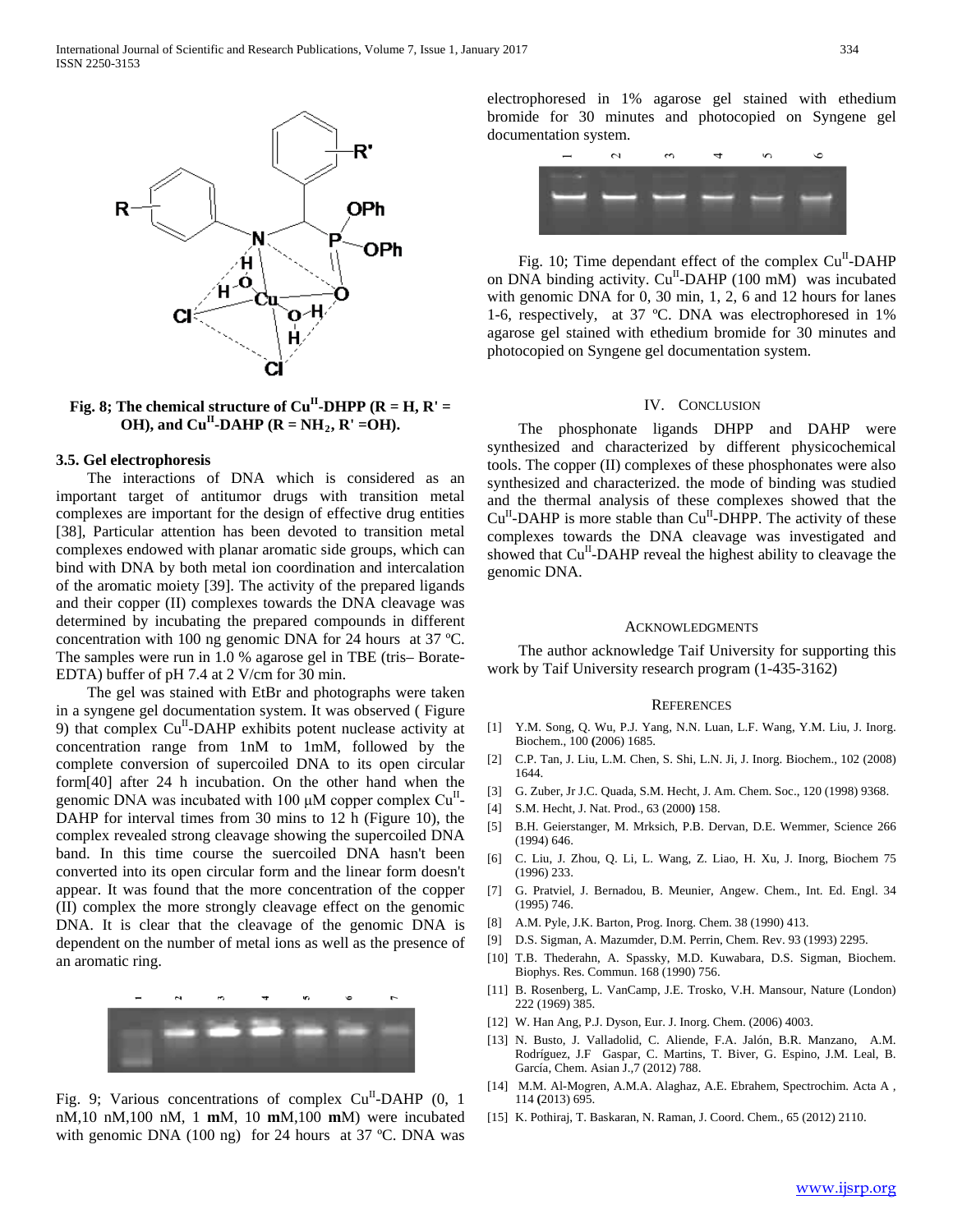Fig. 8; The chemical structure of $Cu^{II}$-DHPP (R = H, R' = OH), and $Cu^{II}$-DAHP (R = $NH_2$, R' =OH).

### 3.5. Gel electrophoresis

The interactions of DNA which is considered as an important target of antitumor drugs with transition metal complexes are important for the design of effective drug entities [38], Particular attention has been devoted to transition metal complexes endowed with planar aromatic side groups, which can bind with DNA by both metal ion coordination and intercalation of the aromatic moiety [39]. The activity of the prepared ligands and their copper (II) complexes towards the DNA cleavage was determined by incubating the prepared compounds in different concentration with 100 ng genomic DNA for 24 hours at 37 ºC. The samples were run in 1.0 % agarose gel in TBE (tris– Borate-EDTA) buffer of pH 7.4 at 2 V/cm for 30 min.

The gel was stained with EtBr and photographs were taken in a syngene gel documentation system. It was observed ( Figure 9) that complex $Cu^{II}$-DAHP exhibits potent nuclease activity at concentration range from 1nM to 1mM, followed by the complete conversion of supercoiled DNA to its open circular form[40] after 24 h incubation. On the other hand when the genomic DNA was incubated with 100 µM copper complex $Cu^{II}$-DAHP for interval times from 30 mins to 12 h (Figure 10), the complex revealed strong cleavage showing the supercoiled DNA band. In this time course the suercoiled DNA hasn't been converted into its open circular form and the linear form doesn't appear. It was found that the more concentration of the copper (II) complex the more strongly cleavage effect on the genomic DNA. It is clear that the cleavage of the genomic DNA is dependent on the number of metal ions as well as the presence of an aromatic ring.

Fig. 9; Various concentrations of complex $Cu^{II}$-DAHP (0, 1 nM,10 nM,100 nM, 1 **m**M, 10 **m**M,100 **m**M) were incubated with genomic DNA (100 ng) for 24 hours at 37 ºC. DNA was electrophoresed in 1% agarose gel stained with ethedium bromide for 30 minutes and photocopied on Syngene gel documentation system.

Fig. 10; Time dependant effect of the complex $Cu^{II}$-DAHP on DNA binding activity. $Cu^{II}$-DAHP (100 mM) was incubated with genomic DNA for 0, 30 min, 1, 2, 6 and 12 hours for lanes 1-6, respectively, at 37 ºC. DNA was electrophoresed in 1% agarose gel stained with ethedium bromide for 30 minutes and photocopied on Syngene gel documentation system.

## IV. Conclusion

The phosphonate ligands DHPP and DAHP were synthesized and characterized by different physicochemical tools. The copper (II) complexes of these phosphonates were also synthesized and characterized. the mode of binding was studied and the thermal analysis of these complexes showed that the $Cu^{II}$-DAHP is more stable than $Cu^{II}$-DHPP. The activity of these complexes towards the DNA cleavage was investigated and showed that $Cu^{II}$-DAHP reveal the highest ability to cleavage the genomic DNA.

## Acknowledgments

The author acknowledge Taif University for supporting this work by Taif University research program (1-435-3162)

## References

[1] Y.M. Song, Q. Wu, P.J. Yang, N.N. Luan, L.F. Wang, Y.M. Liu, J. Inorg. Biochem., 100 (2006) 1685.

[2] C.P. Tan, J. Liu, L.M. Chen, S. Shi, L.N. Ji, J. Inorg. Biochem., 102 (2008) 1644.

[3] G. Zuber, Jr J.C. Quada, S.M. Hecht, J. Am. Chem. Soc., 120 (1998) 9368.

[4] S.M. Hecht, J. Nat. Prod., 63 (2000) 158.

[5] B.H. Geierstanger, M. Mrksich, P.B. Dervan, D.E. Wemmer, Science 266 (1994) 646.

[6] C. Liu, J. Zhou, Q. Li, L. Wang, Z. Liao, H. Xu, J. Inorg, Biochem 75 (1996) 233.

[7] G. Pratviel, J. Bernadou, B. Meunier, Angew. Chem., Int. Ed. Engl. 34 (1995) 746.

[8] A.M. Pyle, J.K. Barton, Prog. Inorg. Chem. 38 (1990) 413.

[9] D.S. Sigman, A. Mazumder, D.M. Perrin, Chem. Rev. 93 (1993) 2295.

[10] T.B. Thederahn, A. Spassky, M.D. Kuwabara, D.S. Sigman, Biochem. Biophys. Res. Commun. 168 (1990) 756.

[11] B. Rosenberg, L. VanCamp, J.E. Trosko, V.H. Mansour, Nature (London) 222 (1969) 385.

[12] W. Han Ang, P.J. Dyson, Eur. J. Inorg. Chem. (2006) 4003.

[13] N. Busto, J. Valladolid, C. Aliende, F.A. Jalón, B.R. Manzano, A.M. Rodríguez, J.F Gaspar, C. Martins, T. Biver, G. Espino, J.M. Leal, B. García, Chem. Asian J.,7 (2012) 788.

[14] M.M. Al-Mogren, A.M.A. Alaghaz, A.E. Ebrahem, Spectrochim. Acta A , 114 (2013) 695.

[15] K. Pothiraj, T. Baskaran, N. Raman, J. Coord. Chem., 65 (2012) 2110.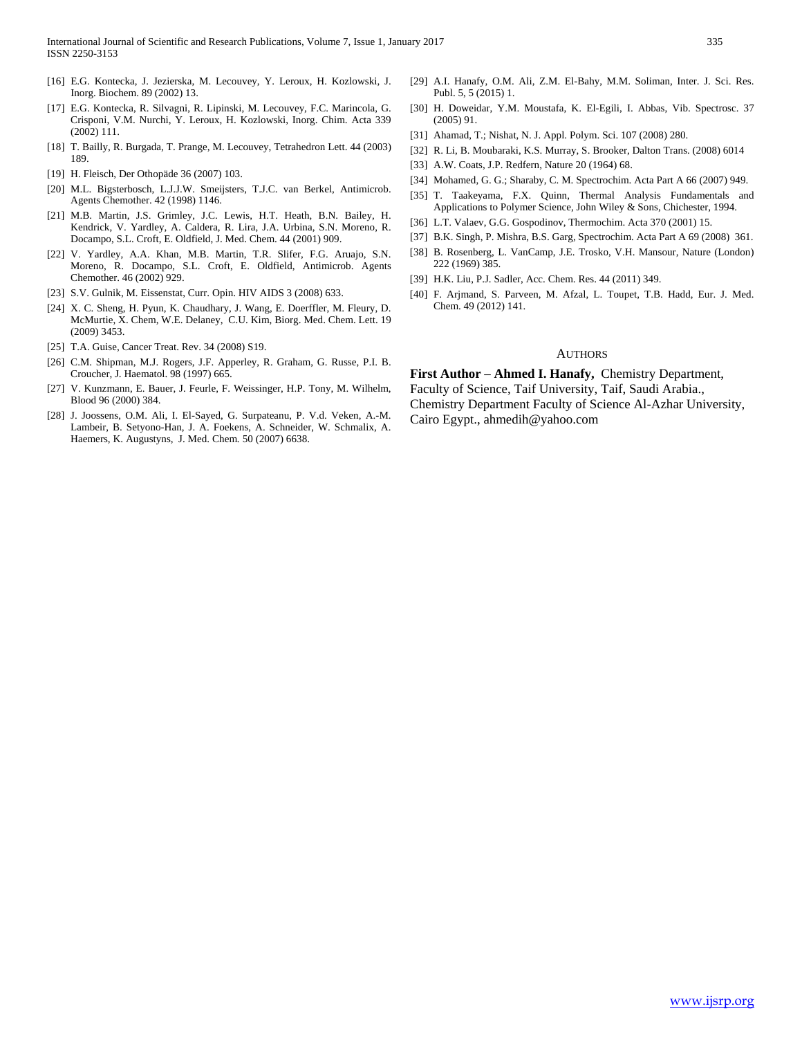[16] E.G. Kontecka, J. Jezierska, M. Lecouvey, Y. Leroux, H. Kozlowski, J. Inorg. Biochem. 89 (2002) 13.

[17] E.G. Kontecka, R. Silvagni, R. Lipinski, M. Lecouvey, F.C. Marincola, G. Crisponi, V.M. Nurchi, Y. Leroux, H. Kozlowski, Inorg. Chim. Acta 339 (2002) 111.

[18] T. Bailly, R. Burgada, T. Prange, M. Lecouvey, Tetrahedron Lett. 44 (2003) 189.

[19] H. Fleisch, Der Othopäde 36 (2007) 103.

[20] M.L. Bigsterbosch, L.J.J.W. Smeijsters, T.J.C. van Berkel, Antimicrob. Agents Chemother. 42 (1998) 1146.

[21] M.B. Martin, J.S. Grimley, J.C. Lewis, H.T. Heath, B.N. Bailey, H. Kendrick, V. Yardley, A. Caldera, R. Lira, J.A. Urbina, S.N. Moreno, R. Docampo, S.L. Croft, E. Oldfield, J. Med. Chem. 44 (2001) 909.

[22] V. Yardley, A.A. Khan, M.B. Martin, T.R. Slifer, F.G. Aruajo, S.N. Moreno, R. Docampo, S.L. Croft, E. Oldfield, Antimicrob. Agents Chemother. 46 (2002) 929.

[23] S.V. Gulnik, M. Eissenstat, Curr. Opin. HIV AIDS 3 (2008) 633.

[24] X. C. Sheng, H. Pyun, K. Chaudhary, J. Wang, E. Doerffler, M. Fleury, D. McMurtie, X. Chem, W.E. Delaney, C.U. Kim, Biorg. Med. Chem. Lett. 19 (2009) 3453.

[25] T.A. Guise, Cancer Treat. Rev. 34 (2008) S19.

[26] C.M. Shipman, M.J. Rogers, J.F. Apperley, R. Graham, G. Russe, P.I. B. Croucher, J. Haematol. 98 (1997) 665.

[27] V. Kunzmann, E. Bauer, J. Feurle, F. Weissinger, H.P. Tony, M. Wilhelm, Blood 96 (2000) 384.

[28] J. Joossens, O.M. Ali, I. El-Sayed, G. Surpateanu, P. V.d. Veken, A.-M. Lambeir, B. Setyono-Han, J. A. Foekens, A. Schneider, W. Schmalix, A. Haemers, K. Augustyns, J. Med. Chem. 50 (2007) 6638.

[29] A.I. Hanafy, O.M. Ali, Z.M. El-Bahy, M.M. Soliman, Inter. J. Sci. Res. Publ. 5, 5 (2015) 1.

[30] H. Doweidar, Y.M. Moustafa, K. El-Egili, I. Abbas, Vib. Spectrosc. 37 (2005) 91.

[31] Ahamad, T.; Nishat, N. J. Appl. Polym. Sci. 107 (2008) 280.

[32] R. Li, B. Moubaraki, K.S. Murray, S. Brooker, Dalton Trans. (2008) 6014

[33] A.W. Coats, J.P. Redfern, Nature 20 (1964) 68.

[34] Mohamed, G. G.; Sharaby, C. M. Spectrochim. Acta Part A 66 (2007) 949.

[35] T. Taakeyama, F.X. Quinn, Thermal Analysis Fundamentals and Applications to Polymer Science, John Wiley & Sons, Chichester, 1994.

[36] L.T. Valaev, G.G. Gospodinov, Thermochim. Acta 370 (2001) 15.

[37] B.K. Singh, P. Mishra, B.S. Garg, Spectrochim. Acta Part A 69 (2008) 361.

[38] B. Rosenberg, L. VanCamp, J.E. Trosko, V.H. Mansour, Nature (London) 222 (1969) 385.

[39] H.K. Liu, P.J. Sadler, Acc. Chem. Res. 44 (2011) 349.

[40] F. Arjmand, S. Parveen, M. Afzal, L. Toupet, T.B. Hadd, Eur. J. Med. Chem. 49 (2012) 141.

## Authors

**First Author** – **Ahmed I. Hanafy,** Chemistry Department, Faculty of Science, Taif University, Taif, Saudi Arabia., Chemistry Department Faculty of Science Al-Azhar University, Cairo Egypt., ahmedih@yahoo.com